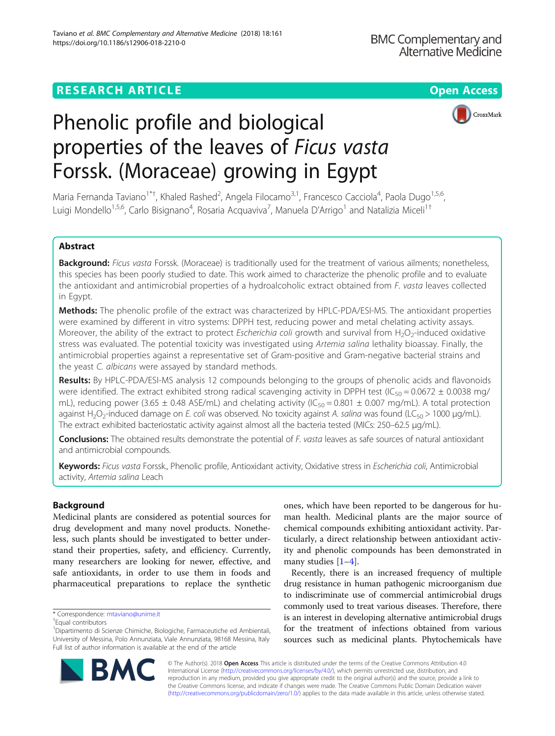RESEARCH ARTICLE

Open Access

# Phenolic profile and biological properties of the leaves of *Ficus vasta* Forssk. (Moraceae) growing in Egypt

Maria Fernanda Taviano[1*†], Khaled Rashed[2], Angela Filocamo[3,1], Francesco Cacciola[4], Paola Dugo[1,5,6], Luigi Mondello[1,5,6], Carlo Bisignano[4], Rosaria Acquaviva[7], Manuela D'Arrigo[1] and Natalizia Miceli[1†]

## Abstract

**Background:** *Ficus vasta* Forssk. (Moraceae) is traditionally used for the treatment of various ailments; nonetheless, this species has been poorly studied to date. This work aimed to characterize the phenolic profile and to evaluate the antioxidant and antimicrobial properties of a hydroalcoholic extract obtained from *F. vasta* leaves collected in Egypt.

**Methods:** The phenolic profile of the extract was characterized by HPLC-PDA/ESI-MS. The antioxidant properties were examined by different in vitro systems: DPPH test, reducing power and metal chelating activity assays. Moreover, the ability of the extract to protect *Escherichia coli* growth and survival from $H_2O_2$-induced oxidative stress was evaluated. The potential toxicity was investigated using *Artemia salina* lethality bioassay. Finally, the antimicrobial properties against a representative set of Gram-positive and Gram-negative bacterial strains and the yeast *C. albicans* were assayed by standard methods.

**Results:** By HPLC-PDA/ESI-MS analysis 12 compounds belonging to the groups of phenolic acids and flavonoids were identified. The extract exhibited strong radical scavenging activity in DPPH test ($IC_{50}$ = 0.0672 ± 0.0038 mg/mL), reducing power (3.65 ± 0.48 ASE/mL) and chelating activity ($IC_{50}$ = 0.801 ± 0.007 mg/mL). A total protection against $H_2O_2$-induced damage on *E. coli* was observed. No toxicity against *A. salina* was found ($LC_{50}$ > 1000 μg/mL). The extract exhibited bacteriostatic activity against almost all the bacteria tested (MICs: 250–62.5 μg/mL).

**Conclusions:** The obtained results demonstrate the potential of *F. vasta* leaves as safe sources of natural antioxidant and antimicrobial compounds.

**Keywords:** *Ficus vasta* Forssk., Phenolic profile, Antioxidant activity, Oxidative stress in *Escherichia coli*, Antimicrobial activity, *Artemia salina* Leach

## Background

Medicinal plants are considered as potential sources for drug development and many novel products. Nonetheless, such plants should be investigated to better understand their properties, safety, and efficiency. Currently, many researchers are looking for newer, effective, and safe antioxidants, in order to use them in foods and pharmaceutical preparations to replace the synthetic ones, which have been reported to be dangerous for human health. Medicinal plants are the major source of chemical compounds exhibiting antioxidant activity. Particularly, a direct relationship between antioxidant activity and phenolic compounds has been demonstrated in many studies [1–4].

Recently, there is an increased frequency of multiple drug resistance in human pathogenic microorganism due to indiscriminate use of commercial antimicrobial drugs commonly used to treat various diseases. Therefore, there is an interest in developing alternative antimicrobial drugs for the treatment of infections obtained from various sources such as medicinal plants. Phytochemicals have

\* Correspondence: mtaviano@unime.it

† Equal contributors

[1] Dipartimento di Scienze Chimiche, Biologiche, Farmaceutiche ed Ambientali, University of Messina, Polo Annunziata, Viale Annunziata, 98168 Messina, Italy

Full list of author information is available at the end of the article

© The Author(s). 2018 **Open Access** This article is distributed under the terms of the Creative Commons Attribution 4.0 International License (http://creativecommons.org/licenses/by/4.0/), which permits unrestricted use, distribution, and reproduction in any medium, provided you give appropriate credit to the original author(s) and the source, provide a link to the Creative Commons license, and indicate if changes were made. The Creative Commons Public Domain Dedication waiver (http://creativecommons.org/publicdomain/zero/1.0/) applies to the data made available in this article, unless otherwise stated.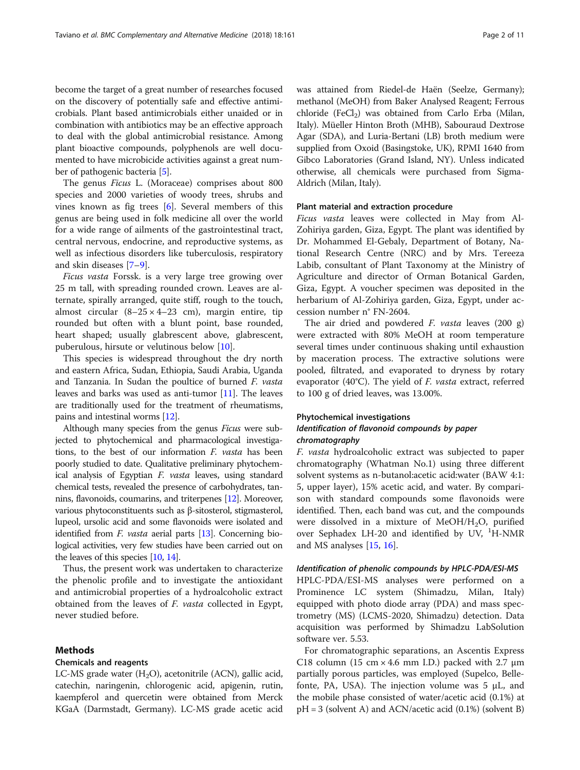become the target of a great number of researches focused on the discovery of potentially safe and effective antimicrobials. Plant based antimicrobials either unaided or in combination with antibiotics may be an effective approach to deal with the global antimicrobial resistance. Among plant bioactive compounds, polyphenols are well documented to have microbicide activities against a great number of pathogenic bacteria [5].

The genus *Ficus* L. (Moraceae) comprises about 800 species and 2000 varieties of woody trees, shrubs and vines known as fig trees [6]. Several members of this genus are being used in folk medicine all over the world for a wide range of ailments of the gastrointestinal tract, central nervous, endocrine, and reproductive systems, as well as infectious disorders like tuberculosis, respiratory and skin diseases [7–9].

*Ficus vasta* Forssk. is a very large tree growing over 25 m tall, with spreading rounded crown. Leaves are alternate, spirally arranged, quite stiff, rough to the touch, almost circular (8–25 × 4–23 cm), margin entire, tip rounded but often with a blunt point, base rounded, heart shaped; usually glabrescent above, glabrescent, puberulous, hirsute or velutinous below [10].

This species is widespread throughout the dry north and eastern Africa, Sudan, Ethiopia, Saudi Arabia, Uganda and Tanzania. In Sudan the poultice of burned *F. vasta* leaves and barks was used as anti-tumor [11]. The leaves are traditionally used for the treatment of rheumatisms, pains and intestinal worms [12].

Although many species from the genus *Ficus* were subjected to phytochemical and pharmacological investigations, to the best of our information *F. vasta* has been poorly studied to date. Qualitative preliminary phytochemical analysis of Egyptian *F. vasta* leaves, using standard chemical tests, revealed the presence of carbohydrates, tannins, flavonoids, coumarins, and triterpenes [12]. Moreover, various phytoconstituents such as β-sitosterol, stigmasterol, lupeol, ursolic acid and some flavonoids were isolated and identified from *F. vasta* aerial parts [13]. Concerning biological activities, very few studies have been carried out on the leaves of this species [10, 14].

Thus, the present work was undertaken to characterize the phenolic profile and to investigate the antioxidant and antimicrobial properties of a hydroalcoholic extract obtained from the leaves of *F. vasta* collected in Egypt, never studied before.

## Methods

### Chemicals and reagents

LC-MS grade water ($H_2O$), acetonitrile (ACN), gallic acid, catechin, naringenin, chlorogenic acid, apigenin, rutin, kaempferol and quercetin were obtained from Merck KGaA (Darmstadt, Germany). LC-MS grade acetic acid was attained from Riedel-de Haën (Seelze, Germany); methanol (MeOH) from Baker Analysed Reagent; Ferrous chloride ($FeCl_2$) was obtained from Carlo Erba (Milan, Italy). Müeller Hinton Broth (MHB), Sabouraud Dextrose Agar (SDA), and Luria-Bertani (LB) broth medium were supplied from Oxoid (Basingstoke, UK), RPMI 1640 from Gibco Laboratories (Grand Island, NY). Unless indicated otherwise, all chemicals were purchased from Sigma-Aldrich (Milan, Italy).

### Plant material and extraction procedure

*Ficus vasta* leaves were collected in May from Al-Zohiriya garden, Giza, Egypt. The plant was identified by Dr. Mohammed El-Gebaly, Department of Botany, National Research Centre (NRC) and by Mrs. Tereeza Labib, consultant of Plant Taxonomy at the Ministry of Agriculture and director of Orman Botanical Garden, Giza, Egypt. A voucher specimen was deposited in the herbarium of Al-Zohiriya garden, Giza, Egypt, under accession number n° FN-2604.

The air dried and powdered *F. vasta* leaves (200 g) were extracted with 80% MeOH at room temperature several times under continuous shaking until exhaustion by maceration process. The extractive solutions were pooled, filtrated, and evaporated to dryness by rotary evaporator (40°C). The yield of *F. vasta* extract, referred to 100 g of dried leaves, was 13.00%.

### Phytochemical investigations

#### *Identification of flavonoid compounds by paper chromatography*

*F. vasta* hydroalcoholic extract was subjected to paper chromatography (Whatman No.1) using three different solvent systems as n-butanol:acetic acid:water (BAW 4:1:5, upper layer), 15% acetic acid, and water. By comparison with standard compounds some flavonoids were identified. Then, each band was cut, and the compounds were dissolved in a mixture of MeOH/$H_2O$, purified over Sephadex LH-20 and identified by UV, $^1$H-NMR and MS analyses [15, 16].

#### *Identification of phenolic compounds by HPLC-PDA/ESI-MS*

HPLC-PDA/ESI-MS analyses were performed on a Prominence LC system (Shimadzu, Milan, Italy) equipped with photo diode array (PDA) and mass spectrometry (MS) (LCMS-2020, Shimadzu) detection. Data acquisition was performed by Shimadzu LabSolution software ver. 5.53.

For chromatographic separations, an Ascentis Express C18 column (15 cm × 4.6 mm I.D.) packed with 2.7 μm partially porous particles, was employed (Supelco, Bellefonte, PA, USA). The injection volume was 5 μL, and the mobile phase consisted of water/acetic acid (0.1%) at pH = 3 (solvent A) and ACN/acetic acid (0.1%) (solvent B)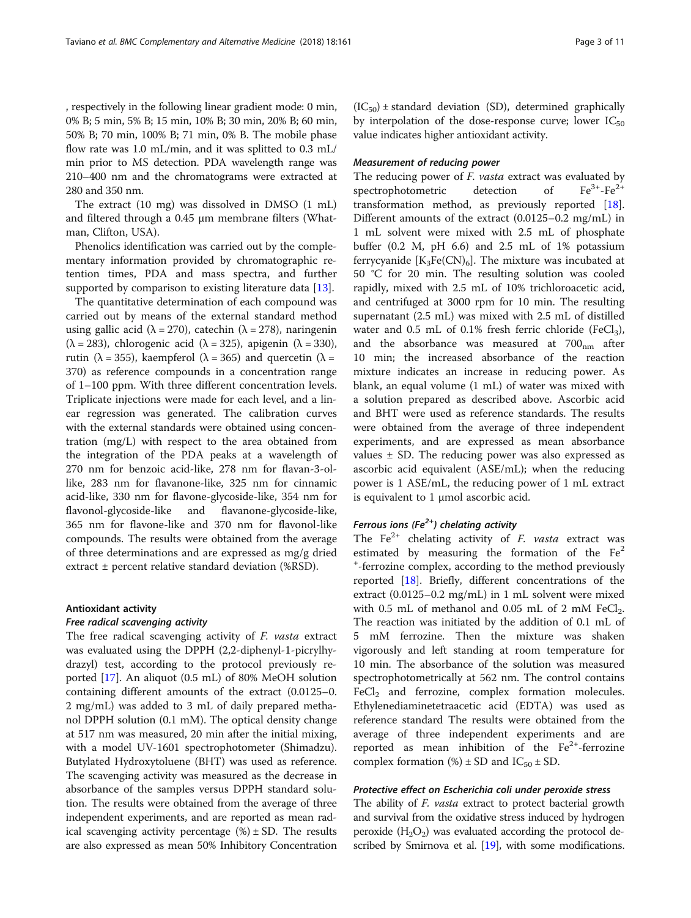, respectively in the following linear gradient mode: 0 min, 0% B; 5 min, 5% B; 15 min, 10% B; 30 min, 20% B; 60 min, 50% B; 70 min, 100% B; 71 min, 0% B. The mobile phase flow rate was 1.0 mL/min, and it was splitted to 0.3 mL/min prior to MS detection. PDA wavelength range was 210–400 nm and the chromatograms were extracted at 280 and 350 nm.

The extract (10 mg) was dissolved in DMSO (1 mL) and filtered through a 0.45 μm membrane filters (Whatman, Clifton, USA).

Phenolics identification was carried out by the complementary information provided by chromatographic retention times, PDA and mass spectra, and further supported by comparison to existing literature data [13].

The quantitative determination of each compound was carried out by means of the external standard method using gallic acid ($\lambda = 270$), catechin ($\lambda = 278$), naringenin ($\lambda = 283$), chlorogenic acid ($\lambda = 325$), apigenin ($\lambda = 330$), rutin ($\lambda = 355$), kaempferol ($\lambda = 365$) and quercetin ($\lambda = 370$) as reference compounds in a concentration range of 1–100 ppm. With three different concentration levels. Triplicate injections were made for each level, and a linear regression was generated. The calibration curves with the external standards were obtained using concentration (mg/L) with respect to the area obtained from the integration of the PDA peaks at a wavelength of 270 nm for benzoic acid-like, 278 nm for flavan-3-ol-like, 283 nm for flavanone-like, 325 nm for cinnamic acid-like, 330 nm for flavone-glycoside-like, 354 nm for flavonol-glycoside-like and flavanone-glycoside-like, 365 nm for flavone-like and 370 nm for flavonol-like compounds. The results were obtained from the average of three determinations and are expressed as mg/g dried extract ± percent relative standard deviation (%RSD).

## Antioxidant activity

### *Free radical scavenging activity*

The free radical scavenging activity of *F. vasta* extract was evaluated using the DPPH (2,2-diphenyl-1-picrylhydrazyl) test, according to the protocol previously reported [17]. An aliquot (0.5 mL) of 80% MeOH solution containing different amounts of the extract (0.0125–0.2 mg/mL) was added to 3 mL of daily prepared methanol DPPH solution (0.1 mM). The optical density change at 517 nm was measured, 20 min after the initial mixing, with a model UV-1601 spectrophotometer (Shimadzu). Butylated Hydroxytoluene (BHT) was used as reference. The scavenging activity was measured as the decrease in absorbance of the samples versus DPPH standard solution. The results were obtained from the average of three independent experiments, and are reported as mean radical scavenging activity percentage (%) ± SD. The results are also expressed as mean 50% Inhibitory Concentration ($IC_{50}$) ± standard deviation (SD), determined graphically by interpolation of the dose-response curve; lower $IC_{50}$ value indicates higher antioxidant activity.

### *Measurement of reducing power*

The reducing power of *F. vasta* extract was evaluated by spectrophotometric detection of $Fe^{3+}$-$Fe^{2+}$ transformation method, as previously reported [18]. Different amounts of the extract (0.0125–0.2 mg/mL) in 1 mL solvent were mixed with 2.5 mL of phosphate buffer (0.2 M, pH 6.6) and 2.5 mL of 1% potassium ferrycyanide [$K_3Fe(CN)_6$]. The mixture was incubated at 50 °C for 20 min. The resulting solution was cooled rapidly, mixed with 2.5 mL of 10% trichloroacetic acid, and centrifuged at 3000 rpm for 10 min. The resulting supernatant (2.5 mL) was mixed with 2.5 mL of distilled water and 0.5 mL of 0.1% fresh ferric chloride ($FeCl_3$), and the absorbance was measured at $700_{nm}$ after 10 min; the increased absorbance of the reaction mixture indicates an increase in reducing power. As blank, an equal volume (1 mL) of water was mixed with a solution prepared as described above. Ascorbic acid and BHT were used as reference standards. The results were obtained from the average of three independent experiments, and are expressed as mean absorbance values ± SD. The reducing power was also expressed as ascorbic acid equivalent (ASE/mL); when the reducing power is 1 ASE/mL, the reducing power of 1 mL extract is equivalent to 1 μmol ascorbic acid.

### *Ferrous ions ($Fe^{2+}$) chelating activity*

The $Fe^{2+}$ chelating activity of *F. vasta* extract was estimated by measuring the formation of the $Fe^{2+}$-ferrozine complex, according to the method previously reported [18]. Briefly, different concentrations of the extract (0.0125–0.2 mg/mL) in 1 mL solvent were mixed with 0.5 mL of methanol and 0.05 mL of 2 mM $FeCl_2$. The reaction was initiated by the addition of 0.1 mL of 5 mM ferrozine. Then the mixture was shaken vigorously and left standing at room temperature for 10 min. The absorbance of the solution was measured spectrophotometrically at 562 nm. The control contains $FeCl_2$ and ferrozine, complex formation molecules. Ethylenediaminetetraacetic acid (EDTA) was used as reference standard The results were obtained from the average of three independent experiments and are reported as mean inhibition of the $Fe^{2+}$-ferrozine complex formation (%) ± SD and $IC_{50}$ ± SD.

### *Protective effect on Escherichia coli under peroxide stress*

The ability of *F. vasta* extract to protect bacterial growth and survival from the oxidative stress induced by hydrogen peroxide ($H_2O_2$) was evaluated according the protocol described by Smirnova et al. [19], with some modifications.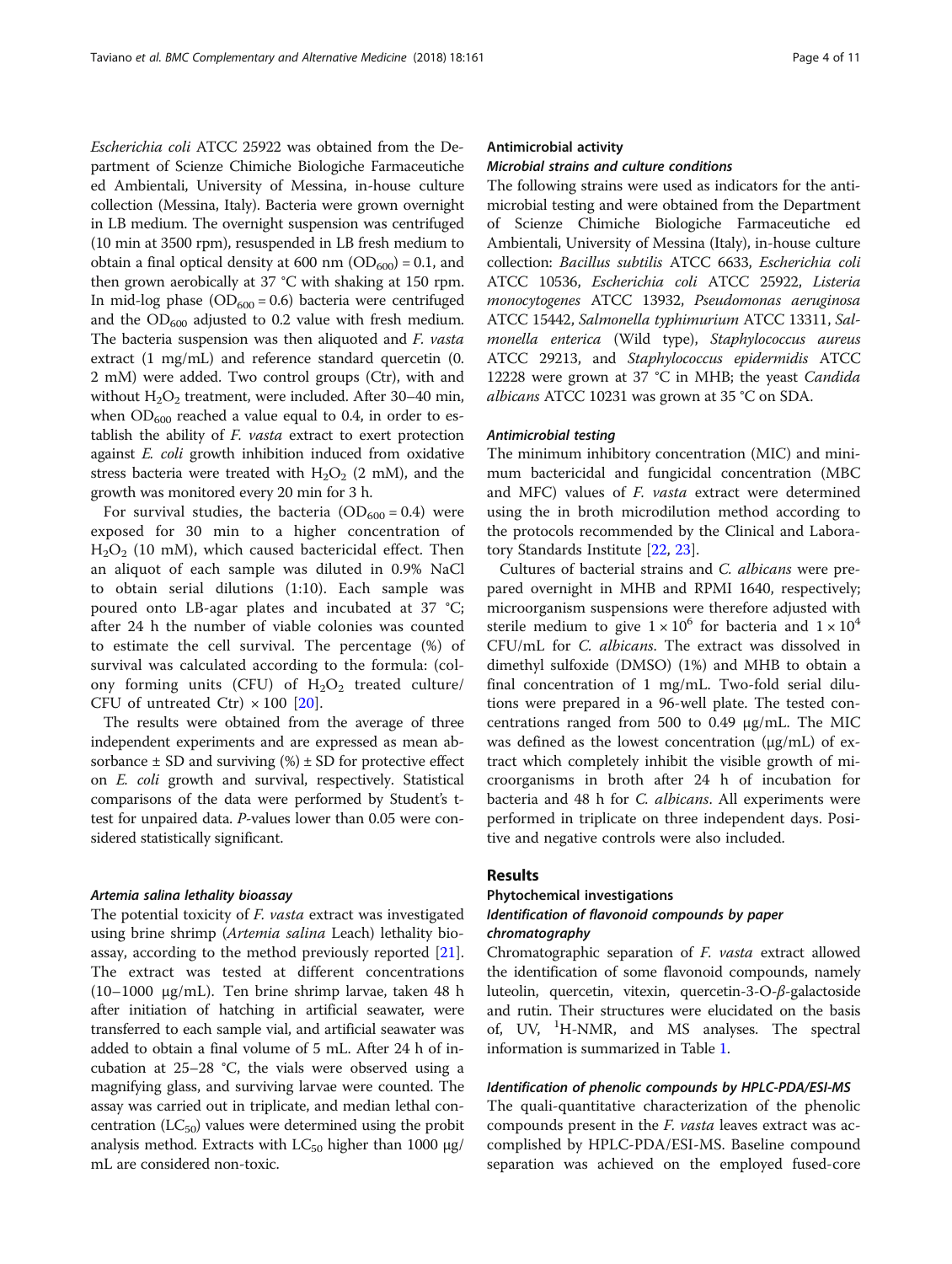*Escherichia coli* ATCC 25922 was obtained from the Department of Scienze Chimiche Biologiche Farmaceutiche ed Ambientali, University of Messina, in-house culture collection (Messina, Italy). Bacteria were grown overnight in LB medium. The overnight suspension was centrifuged (10 min at 3500 rpm), resuspended in LB fresh medium to obtain a final optical density at 600 nm ($OD_{600}$) = 0.1, and then grown aerobically at 37 °C with shaking at 150 rpm. In mid-log phase ($OD_{600}$ = 0.6) bacteria were centrifuged and the $OD_{600}$ adjusted to 0.2 value with fresh medium. The bacteria suspension was then aliquoted and *F. vasta* extract (1 mg/mL) and reference standard quercetin (0.2 mM) were added. Two control groups (Ctr), with and without $H_2O_2$ treatment, were included. After 30–40 min, when $OD_{600}$ reached a value equal to 0.4, in order to establish the ability of *F. vasta* extract to exert protection against *E. coli* growth inhibition induced from oxidative stress bacteria were treated with $H_2O_2$ (2 mM), and the growth was monitored every 20 min for 3 h.

For survival studies, the bacteria ($OD_{600}$ = 0.4) were exposed for 30 min to a higher concentration of $H_2O_2$ (10 mM), which caused bactericidal effect. Then an aliquot of each sample was diluted in 0.9% NaCl to obtain serial dilutions (1:10). Each sample was poured onto LB-agar plates and incubated at 37 °C; after 24 h the number of viable colonies was counted to estimate the cell survival. The percentage (%) of survival was calculated according to the formula: (colony forming units (CFU) of $H_2O_2$ treated culture/ CFU of untreated Ctr) × 100 [20].

The results were obtained from the average of three independent experiments and are expressed as mean absorbance ± SD and surviving (%) ± SD for protective effect on *E. coli* growth and survival, respectively. Statistical comparisons of the data were performed by Student's t-test for unpaired data. P-values lower than 0.05 were considered statistically significant.

#### *Artemia salina* lethality bioassay

The potential toxicity of *F. vasta* extract was investigated using brine shrimp (*Artemia salina* Leach) lethality bioassay, according to the method previously reported [21]. The extract was tested at different concentrations (10–1000 μg/mL). Ten brine shrimp larvae, taken 48 h after initiation of hatching in artificial seawater, were transferred to each sample vial, and artificial seawater was added to obtain a final volume of 5 mL. After 24 h of incubation at 25–28 °C, the vials were observed using a magnifying glass, and surviving larvae were counted. The assay was carried out in triplicate, and median lethal concentration ($LC_{50}$) values were determined using the probit analysis method. Extracts with $LC_{50}$ higher than 1000 μg/mL are considered non-toxic.

### Antimicrobial activity

#### *Microbial strains and culture conditions*

The following strains were used as indicators for the antimicrobial testing and were obtained from the Department of Scienze Chimiche Biologiche Farmaceutiche ed Ambientali, University of Messina (Italy), in-house culture collection: *Bacillus subtilis* ATCC 6633, *Escherichia coli* ATCC 10536, *Escherichia coli* ATCC 25922, *Listeria monocytogenes* ATCC 13932, *Pseudomonas aeruginosa* ATCC 15442, *Salmonella typhimurium* ATCC 13311, *Salmonella enterica* (Wild type), *Staphylococcus aureus* ATCC 29213, and *Staphylococcus epidermidis* ATCC 12228 were grown at 37 °C in MHB; the yeast *Candida albicans* ATCC 10231 was grown at 35 °C on SDA.

#### *Antimicrobial testing*

The minimum inhibitory concentration (MIC) and minimum bactericidal and fungicidal concentration (MBC and MFC) values of *F. vasta* extract were determined using the in broth microdilution method according to the protocols recommended by the Clinical and Laboratory Standards Institute [22, 23].

Cultures of bacterial strains and *C. albicans* were prepared overnight in MHB and RPMI 1640, respectively; microorganism suspensions were therefore adjusted with sterile medium to give $1 \times 10^6$ for bacteria and $1 \times 10^4$ CFU/mL for *C. albicans*. The extract was dissolved in dimethyl sulfoxide (DMSO) (1%) and MHB to obtain a final concentration of 1 mg/mL. Two-fold serial dilutions were prepared in a 96-well plate. The tested concentrations ranged from 500 to 0.49 μg/mL. The MIC was defined as the lowest concentration (μg/mL) of extract which completely inhibit the visible growth of microorganisms in broth after 24 h of incubation for bacteria and 48 h for *C. albicans*. All experiments were performed in triplicate on three independent days. Positive and negative controls were also included.

## Results

### Phytochemical investigations

#### *Identification of flavonoid compounds by paper chromatography*

Chromatographic separation of *F. vasta* extract allowed the identification of some flavonoid compounds, namely luteolin, quercetin, vitexin, quercetin-3-O-β-galactoside and rutin. Their structures were elucidated on the basis of, UV, $^1$H-NMR, and MS analyses. The spectral information is summarized in Table 1.

#### *Identification of phenolic compounds by HPLC-PDA/ESI-MS*

The quali-quantitative characterization of the phenolic compounds present in the *F. vasta* leaves extract was accomplished by HPLC-PDA/ESI-MS. Baseline compound separation was achieved on the employed fused-core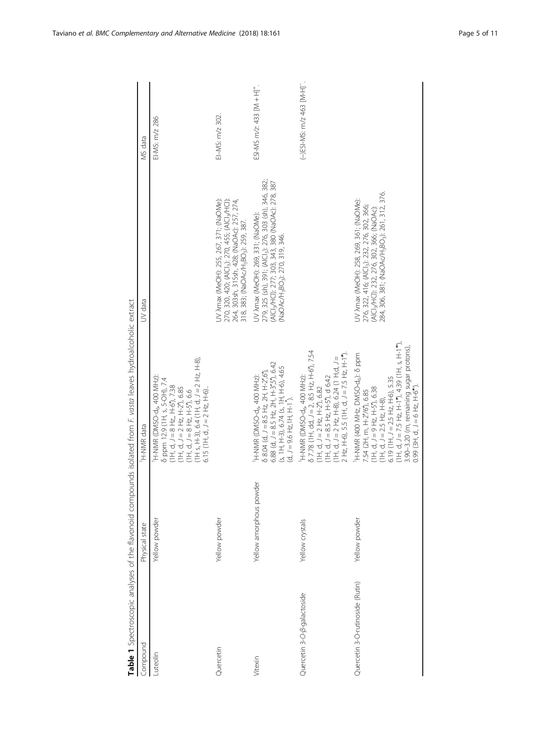**Table 1** Spectroscopic analyses of the flavonoid compounds isolated from *F. vasta* leaves hydroalcoholic extract

| Compound | Physical state | $^1$H-NMR data | UV data | MS data |
| --- | --- | --- | --- | --- |
| Luteolin | Yellow powder | $^1$H-NMR (DMSO-d$_6$, 400 MHz): δ ppm 12.9 (1H, s, 5-OH), 7.4 (1H, d, J = 8 Hz,, H-6'), 7.38 (1H, d, J = 2 Hz, H-2'), 6.85 (1H, d, J = 8 Hz, H-5'), 6.6 (1H s, H-3), 6.4 (1H, d, J = 2 Hz, H-8), 6.15 (1H, d, J = 2 Hz, H-6).. | | EI-MS: m/z 286 |
| Quercetin | Yellow powder | | UV λmax (MeOH): 255, 267, 371; (NaOMe): 270, 320, 420; (AlCl$_3$): 270, 455; (AlCl$_3$/HCl): 264, 303sh, 315sh, 428; (NaOAc): 257, 274, 318, 383; (NaOAc/H$_3$BO$_3$): 259, 387. | EI–MS: m/z 302. |
| Vitexin | Yellow amorphous powder | $^1$H-NMR (DMSO-d$_6$, 400 MHz): δ 8.04 (d, J = 8.5 Hz, 2H, H-2',6'), 6.88 (d, J = 8.5 Hz, 2H, H-3',5'), 6.42 (s, 1H, H-3), 6.74 (s, 1H, H-6), 4.65 (d, J = 9.6 Hz,1H, H-1''). | UV λmax (MeOH): 269, 331; (NaOMe): 279, 325 (sh), 391; (AlCl$_3$): 276, 303 (sh), 346, 382; (AlCl$_3$/HCl): 277, 303, 343, 380 (NaOAc): 278, 387 (NaOAc/H$_3$BO$_3$): 270, 319, 346. | ESI-MS m/z: 433 [M + H]$^+$. |
| Quercetin 3-*O*-β-galactoside | Yellow crystals | $^1$H-NMR (DMSO-d$_6$, 400 MHz): δ 7.78 (1H, dd, J = 2, 8.5 Hz, H-6'), 7.54 (1H, d, J = 2 Hz, H-2'), 6.82 (1H, d, J = 8.5 Hz, H-5'), d 6.42 (1H, d, J = 2 Hz, H-8), 6.24 (1 H,d, J = 2 Hz, H-6), 5.5 (1H, d, J = 7.5 Hz, H-1''). | | (−)ESI-MS: m/z 463 [M-H]$^-$. |
| Quercetin 3-O-rutinoside (Rutin) | Yellow powder | $^1$H-NMR (400 MHz, DMSO-d$_6$): δ ppm 7.54 (2H, m, H-2'/6'), 6.85 (1H, d, J = 9 Hz, H-5'), 6.38 (1H, d, J = 2.5 Hz, H-8), 6.19 (1H, J = 2.5 Hz, H-6), 5.35 (1H, d, J = 7.5 Hz, H-1''), 4.39 (1H, s, H-1'''), 3.90–3.20 (m, remaining sugar protons), 0.99 (3H, d, J = 6 Hz, H-6'''). | UV λmax (MeOH): 258, 269, 361; (NaOMe): 276, 322, 416; (AlCl$_3$): 232, 276, 302, 366; (AlCl$_3$/HCl): 232, 276, 302, 366; (NaOAc): 284, 306, 381; (NaOAc/H$_3$BO$_3$): 261, 312, 376. | |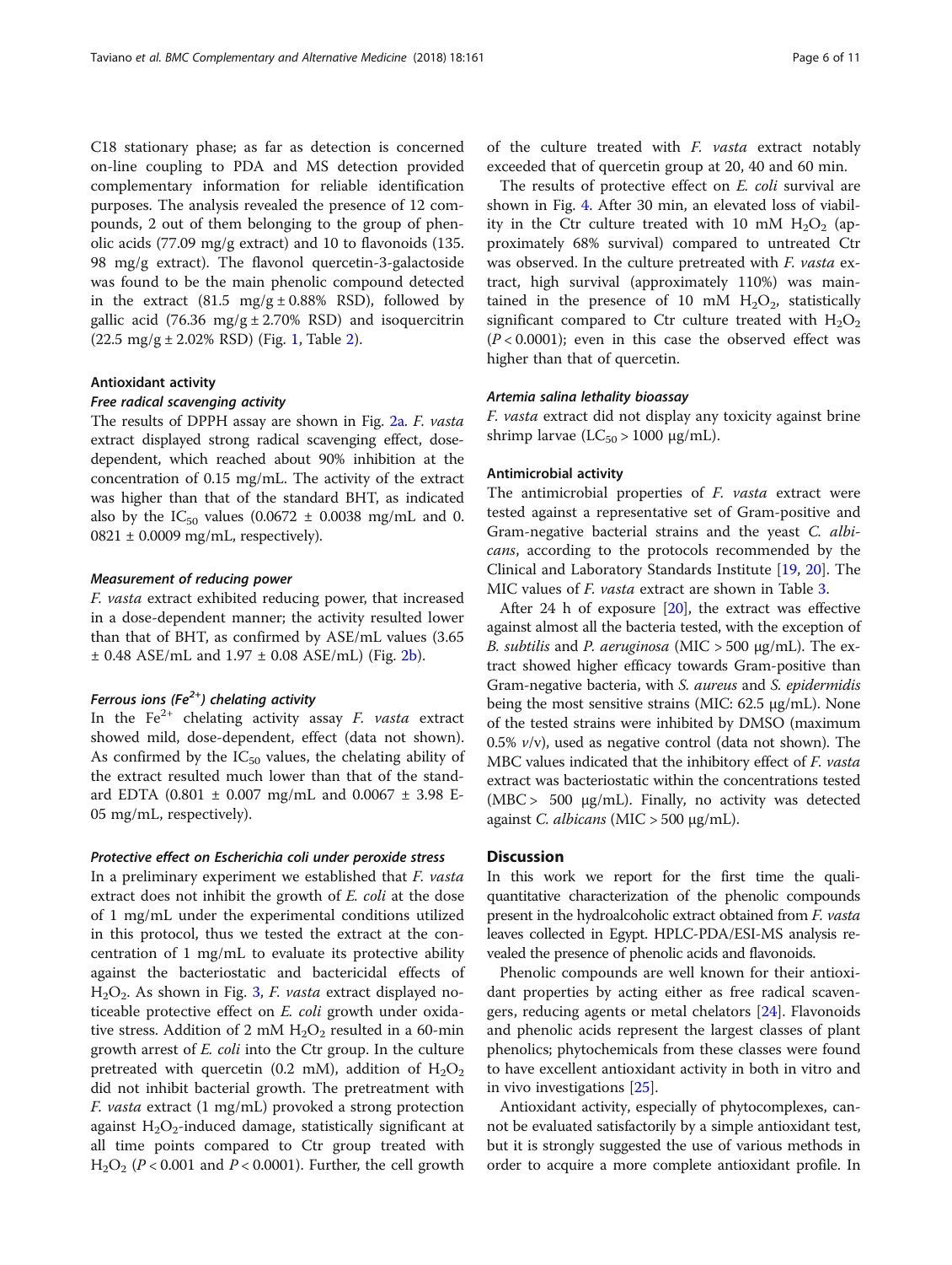C18 stationary phase; as far as detection is concerned on-line coupling to PDA and MS detection provided complementary information for reliable identification purposes. The analysis revealed the presence of 12 compounds, 2 out of them belonging to the group of phenolic acids (77.09 mg/g extract) and 10 to flavonoids (135.98 mg/g extract). The flavonol quercetin-3-galactoside was found to be the main phenolic compound detected in the extract (81.5 mg/g ± 0.88% RSD), followed by gallic acid (76.36 mg/g ± 2.70% RSD) and isoquercitrin (22.5 mg/g ± 2.02% RSD) (Fig. 1, Table 2).

### Antioxidant activity

#### *Free radical scavenging activity*

The results of DPPH assay are shown in Fig. 2a. *F. vasta* extract displayed strong radical scavenging effect, dose-dependent, which reached about 90% inhibition at the concentration of 0.15 mg/mL. The activity of the extract was higher than that of the standard BHT, as indicated also by the $IC_{50}$ values (0.0672 ± 0.0038 mg/mL and 0.0821 ± 0.0009 mg/mL, respectively).

#### *Measurement of reducing power*

*F. vasta* extract exhibited reducing power, that increased in a dose-dependent manner; the activity resulted lower than that of BHT, as confirmed by ASE/mL values (3.65 ± 0.48 ASE/mL and 1.97 ± 0.08 ASE/mL) (Fig. 2b).

#### *Ferrous ions ($Fe^{2+}$) chelating activity*

In the $Fe^{2+}$ chelating activity assay *F. vasta* extract showed mild, dose-dependent, effect (data not shown). As confirmed by the $IC_{50}$ values, the chelating ability of the extract resulted much lower than that of the standard EDTA (0.801 ± 0.007 mg/mL and 0.0067 ± 3.98 E-05 mg/mL, respectively).

#### *Protective effect on Escherichia coli under peroxide stress*

In a preliminary experiment we established that *F. vasta* extract does not inhibit the growth of *E. coli* at the dose of 1 mg/mL under the experimental conditions utilized in this protocol, thus we tested the extract at the concentration of 1 mg/mL to evaluate its protective ability against the bacteriostatic and bactericidal effects of $H_2O_2$. As shown in Fig. 3, *F. vasta* extract displayed noticeable protective effect on *E. coli* growth under oxidative stress. Addition of 2 mM $H_2O_2$ resulted in a 60-min growth arrest of *E. coli* into the Ctr group. In the culture pretreated with quercetin (0.2 mM), addition of $H_2O_2$ did not inhibit bacterial growth. The pretreatment with *F. vasta* extract (1 mg/mL) provoked a strong protection against $H_2O_2$-induced damage, statistically significant at all time points compared to Ctr group treated with $H_2O_2$ ($P < 0.001$ and $P < 0.0001$). Further, the cell growth of the culture treated with *F. vasta* extract notably exceeded that of quercetin group at 20, 40 and 60 min.

The results of protective effect on *E. coli* survival are shown in Fig. 4. After 30 min, an elevated loss of viability in the Ctr culture treated with 10 mM $H_2O_2$ (approximately 68% survival) compared to untreated Ctr was observed. In the culture pretreated with *F. vasta* extract, high survival (approximately 110%) was maintained in the presence of 10 mM $H_2O_2$, statistically significant compared to Ctr culture treated with $H_2O_2$ ($P < 0.0001$); even in this case the observed effect was higher than that of quercetin.

#### *Artemia salina lethality bioassay*

*F. vasta* extract did not display any toxicity against brine shrimp larvae ($LC_{50}$ > 1000 μg/mL).

### Antimicrobial activity

The antimicrobial properties of *F. vasta* extract were tested against a representative set of Gram-positive and Gram-negative bacterial strains and the yeast *C. albicans*, according to the protocols recommended by the Clinical and Laboratory Standards Institute [19, 20]. The MIC values of *F. vasta* extract are shown in Table 3.

After 24 h of exposure [20], the extract was effective against almost all the bacteria tested, with the exception of *B. subtilis* and *P. aeruginosa* (MIC > 500 μg/mL). The extract showed higher efficacy towards Gram-positive than Gram-negative bacteria, with *S. aureus* and *S. epidermidis* being the most sensitive strains (MIC: 62.5 μg/mL). None of the tested strains were inhibited by DMSO (maximum 0.5% *v*/v), used as negative control (data not shown). The MBC values indicated that the inhibitory effect of *F. vasta* extract was bacteriostatic within the concentrations tested (MBC > 500 μg/mL). Finally, no activity was detected against *C. albicans* (MIC > 500 μg/mL).

## Discussion

In this work we report for the first time the quali-quantitative characterization of the phenolic compounds present in the hydroalcoholic extract obtained from *F. vasta* leaves collected in Egypt. HPLC-PDA/ESI-MS analysis revealed the presence of phenolic acids and flavonoids.

Phenolic compounds are well known for their antioxidant properties by acting either as free radical scavengers, reducing agents or metal chelators [24]. Flavonoids and phenolic acids represent the largest classes of plant phenolics; phytochemicals from these classes were found to have excellent antioxidant activity in both in vitro and in vivo investigations [25].

Antioxidant activity, especially of phytocomplexes, cannot be evaluated satisfactorily by a simple antioxidant test, but it is strongly suggested the use of various methods in order to acquire a more complete antioxidant profile. In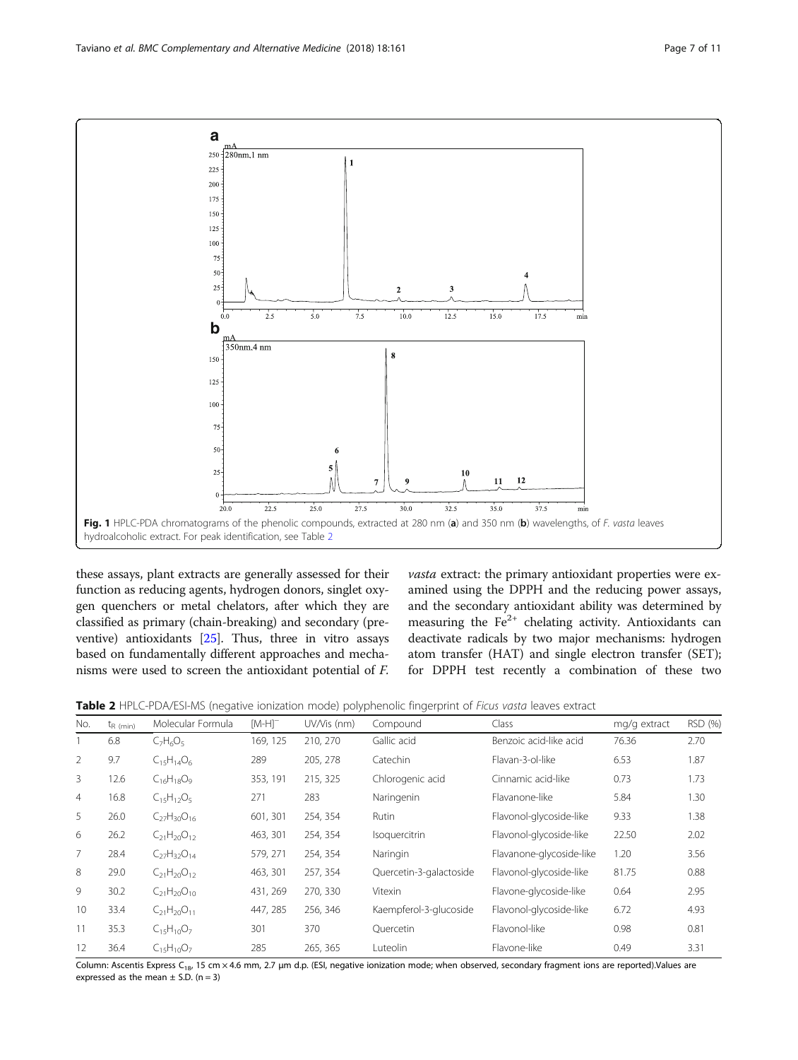Fig. 1 HPLC-PDA chromatograms of the phenolic compounds, extracted at 280 nm (**a**) and 350 nm (**b**) wavelengths, of *F. vasta* leaves hydroalcoholic extract. For peak identification, see Table 2

these assays, plant extracts are generally assessed for their function as reducing agents, hydrogen donors, singlet oxygen quenchers or metal chelators, after which they are classified as primary (chain-breaking) and secondary (preventive) antioxidants [25]. Thus, three in vitro assays based on fundamentally different approaches and mechanisms were used to screen the antioxidant potential of *F. vasta* extract: the primary antioxidant properties were examined using the DPPH and the reducing power assays, and the secondary antioxidant ability was determined by measuring the $Fe^{2+}$ chelating activity. Antioxidants can deactivate radicals by two major mechanisms: hydrogen atom transfer (HAT) and single electron transfer (SET); for DPPH test recently a combination of these two

**Table 2** HPLC-PDA/ESI-MS (negative ionization mode) polyphenolic fingerprint of *Ficus vasta* leaves extract

| No. | $t_{R\ (min)}$ | Molecular Formula | $[M-H]^-$ | UV/Vis (nm) | Compound | Class | mg/g extract | RSD (%) |
|---|---|---|---|---|---|---|---|---|
| 1 | 6.8 | $C_7H_6O_5$ | 169, 125 | 210, 270 | Gallic acid | Benzoic acid-like acid | 76.36 | 2.70 |
| 2 | 9.7 | $C_{15}H_{14}O_6$ | 289 | 205, 278 | Catechin | Flavan-3-ol-like | 6.53 | 1.87 |
| 3 | 12.6 | $C_{16}H_{18}O_9$ | 353, 191 | 215, 325 | Chlorogenic acid | Cinnamic acid-like | 0.73 | 1.73 |
| 4 | 16.8 | $C_{15}H_{12}O_5$ | 271 | 283 | Naringenin | Flavanone-like | 5.84 | 1.30 |
| 5 | 26.0 | $C_{27}H_{30}O_{16}$ | 601, 301 | 254, 354 | Rutin | Flavonol-glycoside-like | 9.33 | 1.38 |
| 6 | 26.2 | $C_{21}H_{20}O_{12}$ | 463, 301 | 254, 354 | Isoquercitrin | Flavonol-glycoside-like | 22.50 | 2.02 |
| 7 | 28.4 | $C_{27}H_{32}O_{14}$ | 579, 271 | 254, 354 | Naringin | Flavanone-glycoside-like | 1.20 | 3.56 |
| 8 | 29.0 | $C_{21}H_{20}O_{12}$ | 463, 301 | 257, 354 | Quercetin-3-galactoside | Flavonol-glycoside-like | 81.75 | 0.88 |
| 9 | 30.2 | $C_{21}H_{20}O_{10}$ | 431, 269 | 270, 330 | Vitexin | Flavone-glycoside-like | 0.64 | 2.95 |
| 10 | 33.4 | $C_{21}H_{20}O_{11}$ | 447, 285 | 256, 346 | Kaempferol-3-glucoside | Flavonol-glycoside-like | 6.72 | 4.93 |
| 11 | 35.3 | $C_{15}H_{10}O_7$ | 301 | 370 | Quercetin | Flavonol-like | 0.98 | 0.81 |
| 12 | 36.4 | $C_{15}H_{10}O_7$ | 285 | 265, 365 | Luteolin | Flavone-like | 0.49 | 3.31 |

Column: Ascentis Express $C_{18}$, 15 cm × 4.6 mm, 2.7 µm d.p. (ESI, negative ionization mode; when observed, secondary fragment ions are reported).Values are expressed as the mean ± S.D. (n = 3)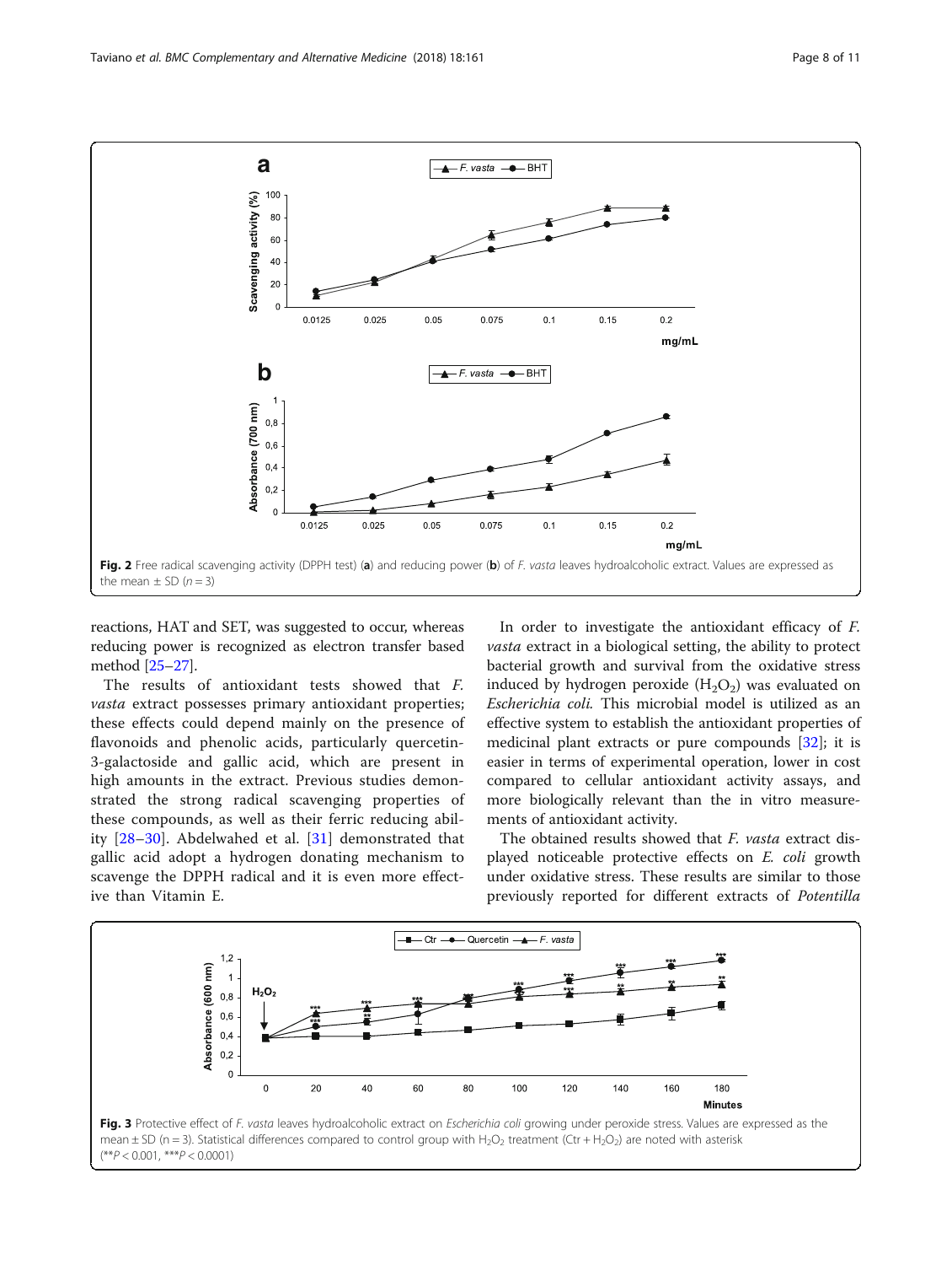Fig. 2 Free radical scavenging activity (DPPH test) (**a**) and reducing power (**b**) of *F. vasta* leaves hydroalcoholic extract. Values are expressed as the mean ± SD ($n = 3$)

reactions, HAT and SET, was suggested to occur, whereas reducing power is recognized as electron transfer based method [25–27].

The results of antioxidant tests showed that *F. vasta* extract possesses primary antioxidant properties; these effects could depend mainly on the presence of flavonoids and phenolic acids, particularly quercetin-3-galactoside and gallic acid, which are present in high amounts in the extract. Previous studies demonstrated the strong radical scavenging properties of these compounds, as well as their ferric reducing ability [28–30]. Abdelwahed et al. [31] demonstrated that gallic acid adopt a hydrogen donating mechanism to scavenge the DPPH radical and it is even more effective than Vitamin E.

In order to investigate the antioxidant efficacy of *F. vasta* extract in a biological setting, the ability to protect bacterial growth and survival from the oxidative stress induced by hydrogen peroxide ($H_2O_2$) was evaluated on *Escherichia coli*. This microbial model is utilized as an effective system to establish the antioxidant properties of medicinal plant extracts or pure compounds [32]; it is easier in terms of experimental operation, lower in cost compared to cellular antioxidant activity assays, and more biologically relevant than the in vitro measurements of antioxidant activity.

The obtained results showed that *F. vasta* extract displayed noticeable protective effects on *E. coli* growth under oxidative stress. These results are similar to those previously reported for different extracts of *Potentilla*

Fig. 3 Protective effect of *F. vasta* leaves hydroalcoholic extract on *Escherichia coli* growing under peroxide stress. Values are expressed as the mean ± SD (n = 3). Statistical differences compared to control group with $H_2O_2$ treatment (Ctr + $H_2O_2$) are noted with asterisk (**$P < 0.001$, ***$P < 0.0001$)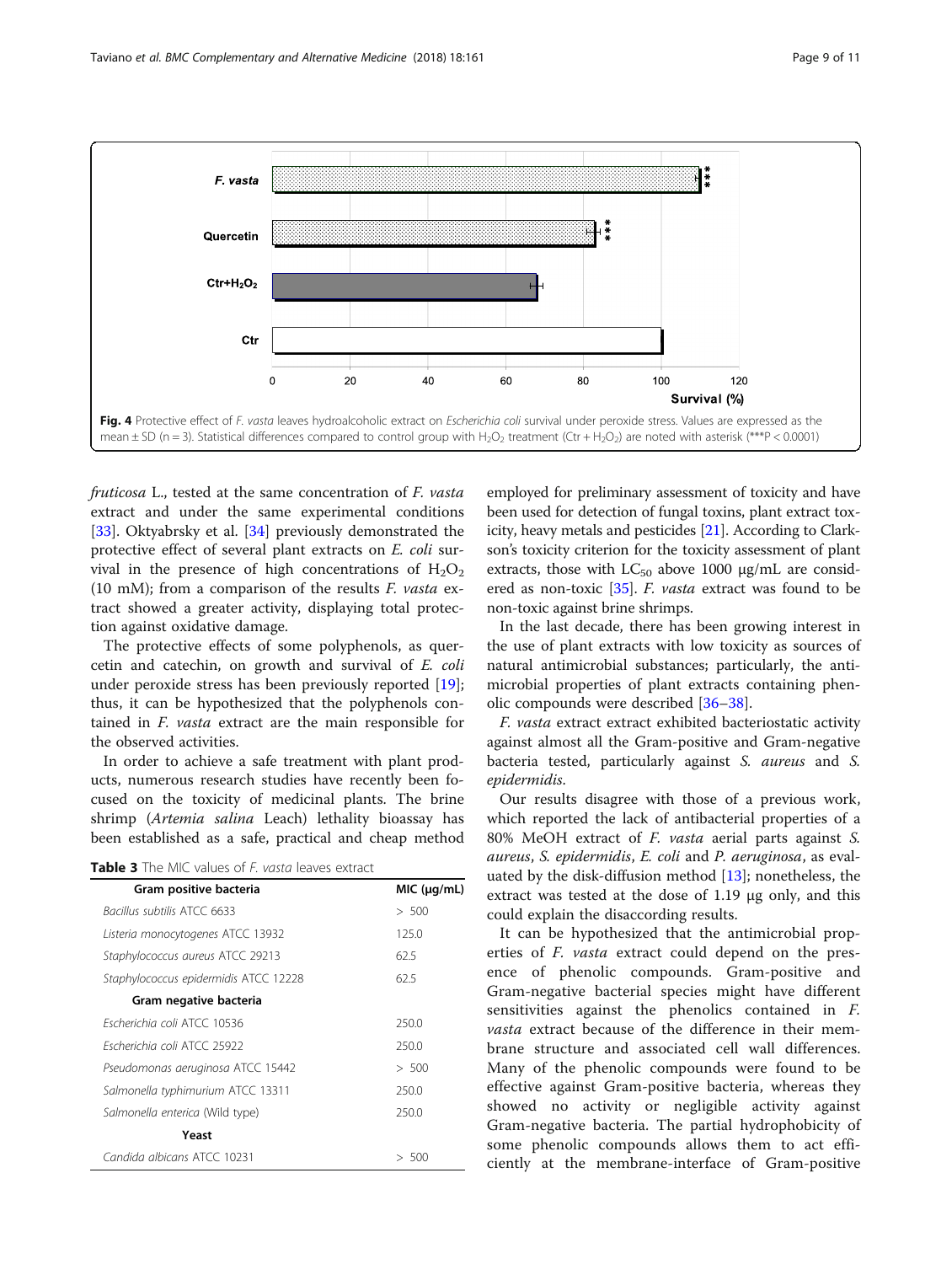Fig. 4 Protective effect of *F. vasta* leaves hydroalcoholic extract on *Escherichia coli* survival under peroxide stress. Values are expressed as the mean ± SD (n = 3). Statistical differences compared to control group with $H_2O_2$ treatment (Ctr + $H_2O_2$) are noted with asterisk (***P < 0.0001)

*fruticosa* L., tested at the same concentration of *F. vasta* extract and under the same experimental conditions [33]. Oktyabrsky et al. [34] previously demonstrated the protective effect of several plant extracts on *E. coli* survival in the presence of high concentrations of $H_2O_2$ (10 mM); from a comparison of the results *F. vasta* extract showed a greater activity, displaying total protection against oxidative damage.

The protective effects of some polyphenols, as quercetin and catechin, on growth and survival of *E. coli* under peroxide stress has been previously reported [19]; thus, it can be hypothesized that the polyphenols contained in *F. vasta* extract are the main responsible for the observed activities.

In order to achieve a safe treatment with plant products, numerous research studies have recently been focused on the toxicity of medicinal plants. The brine shrimp (*Artemia salina* Leach) lethality bioassay has been established as a safe, practical and cheap method employed for preliminary assessment of toxicity and have been used for detection of fungal toxins, plant extract toxicity, heavy metals and pesticides [21]. According to Clarkson's toxicity criterion for the toxicity assessment of plant extracts, those with $LC_{50}$ above 1000 μg/mL are considered as non-toxic [35]. *F. vasta* extract was found to be non-toxic against brine shrimps.

**Table 3** The MIC values of *F. vasta* leaves extract

| Gram positive bacteria | MIC (μg/mL) |
|---|---|
| *Bacillus subtilis* ATCC 6633 | > 500 |
| *Listeria monocytogenes* ATCC 13932 | 125.0 |
| *Staphylococcus aureus* ATCC 29213 | 62.5 |
| *Staphylococcus epidermidis* ATCC 12228 | 62.5 |
| **Gram negative bacteria** | |
| *Escherichia coli* ATCC 10536 | 250.0 |
| *Escherichia coli* ATCC 25922 | 250.0 |
| *Pseudomonas aeruginosa* ATCC 15442 | > 500 |
| *Salmonella typhimurium* ATCC 13311 | 250.0 |
| *Salmonella enterica* (Wild type) | 250.0 |
| **Yeast** | |
| *Candida albicans* ATCC 10231 | > 500 |

In the last decade, there has been growing interest in the use of plant extracts with low toxicity as sources of natural antimicrobial substances; particularly, the antimicrobial properties of plant extracts containing phenolic compounds were described [36–38].

*F. vasta* extract extract exhibited bacteriostatic activity against almost all the Gram-positive and Gram-negative bacteria tested, particularly against *S. aureus* and *S. epidermidis*.

Our results disagree with those of a previous work, which reported the lack of antibacterial properties of a 80% MeOH extract of *F. vasta* aerial parts against *S. aureus*, *S. epidermidis*, *E. coli* and *P. aeruginosa*, as evaluated by the disk-diffusion method [13]; nonetheless, the extract was tested at the dose of 1.19 μg only, and this could explain the disaccording results.

It can be hypothesized that the antimicrobial properties of *F. vasta* extract could depend on the presence of phenolic compounds. Gram-positive and Gram-negative bacterial species might have different sensitivities against the phenolics contained in *F. vasta* extract because of the difference in their membrane structure and associated cell wall differences. Many of the phenolic compounds were found to be effective against Gram-positive bacteria, whereas they showed no activity or negligible activity against Gram-negative bacteria. The partial hydrophobicity of some phenolic compounds allows them to act efficiently at the membrane-interface of Gram-positive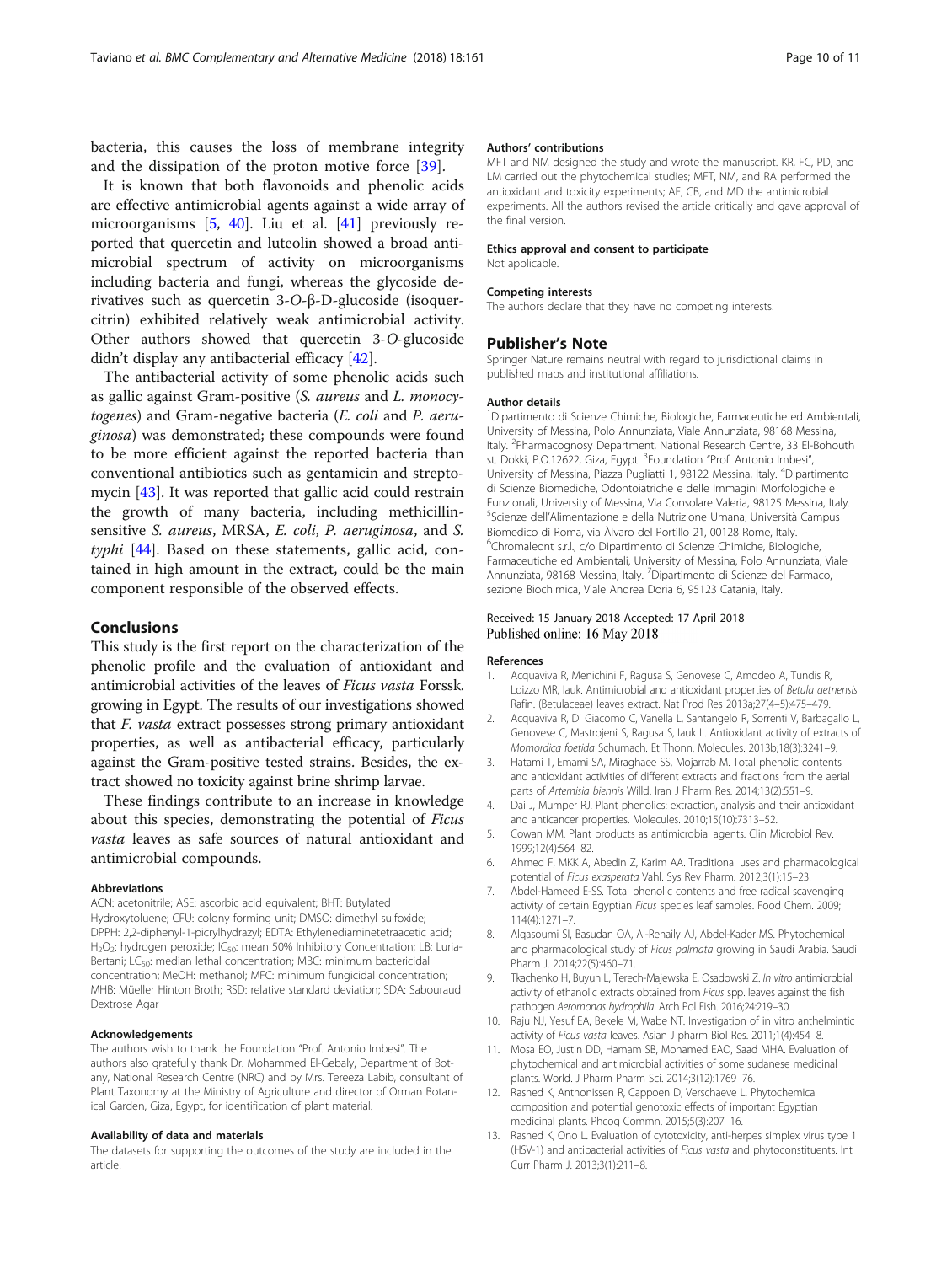bacteria, this causes the loss of membrane integrity and the dissipation of the proton motive force [39].

It is known that both flavonoids and phenolic acids are effective antimicrobial agents against a wide array of microorganisms [5, 40]. Liu et al. [41] previously reported that quercetin and luteolin showed a broad antimicrobial spectrum of activity on microorganisms including bacteria and fungi, whereas the glycoside derivatives such as quercetin 3-*O*-β-D-glucoside (isoquercitrin) exhibited relatively weak antimicrobial activity. Other authors showed that quercetin 3-*O*-glucoside didn't display any antibacterial efficacy [42].

The antibacterial activity of some phenolic acids such as gallic against Gram-positive (*S. aureus* and *L. monocytogenes*) and Gram-negative bacteria (*E. coli* and *P. aeruginosa*) was demonstrated; these compounds were found to be more efficient against the reported bacteria than conventional antibiotics such as gentamicin and streptomycin [43]. It was reported that gallic acid could restrain the growth of many bacteria, including methicillin-sensitive *S. aureus*, MRSA, *E. coli*, *P. aeruginosa*, and *S. typhi* [44]. Based on these statements, gallic acid, contained in high amount in the extract, could be the main component responsible of the observed effects.

## Conclusions

This study is the first report on the characterization of the phenolic profile and the evaluation of antioxidant and antimicrobial activities of the leaves of *Ficus vasta* Forssk. growing in Egypt. The results of our investigations showed that *F. vasta* extract possesses strong primary antioxidant properties, as well as antibacterial efficacy, particularly against the Gram-positive tested strains. Besides, the extract showed no toxicity against brine shrimp larvae.

These findings contribute to an increase in knowledge about this species, demonstrating the potential of *Ficus vasta* leaves as safe sources of natural antioxidant and antimicrobial compounds.

#### Abbreviations

ACN: acetonitrile; ASE: ascorbic acid equivalent; BHT: Butylated Hydroxytoluene; CFU: colony forming unit; DMSO: dimethyl sulfoxide; DPPH: 2,2-diphenyl-1-picrylhydrazyl; EDTA: Ethylenediaminetetraacetic acid; $H_2O_2$: hydrogen peroxide; $IC_{50}$: mean 50% Inhibitory Concentration; LB: Luria-Bertani; $LC_{50}$: median lethal concentration; MBC: minimum bactericidal concentration; MeOH: methanol; MFC: minimum fungicidal concentration; MHB: Müeller Hinton Broth; RSD: relative standard deviation; SDA: Sabouraud Dextrose Agar

#### Acknowledgements

The authors wish to thank the Foundation "Prof. Antonio Imbesi". The authors also gratefully thank Dr. Mohammed El-Gebaly, Department of Botany, National Research Centre (NRC) and by Mrs. Tereeza Labib, consultant of Plant Taxonomy at the Ministry of Agriculture and director of Orman Botanical Garden, Giza, Egypt, for identification of plant material.

#### Availability of data and materials

The datasets for supporting the outcomes of the study are included in the article.

#### Authors' contributions

MFT and NM designed the study and wrote the manuscript. KR, FC, PD, and LM carried out the phytochemical studies; MFT, NM, and RA performed the antioxidant and toxicity experiments; AF, CB, and MD the antimicrobial experiments. All the authors revised the article critically and gave approval of the final version.

#### Ethics approval and consent to participate

Not applicable.

#### Competing interests

The authors declare that they have no competing interests.

### Publisher's Note

Springer Nature remains neutral with regard to jurisdictional claims in published maps and institutional affiliations.

#### Author details

[1]Dipartimento di Scienze Chimiche, Biologiche, Farmaceutiche ed Ambientali, University of Messina, Polo Annunziata, Viale Annunziata, 98168 Messina, Italy. [2]Pharmacognosy Department, National Research Centre, 33 El-Bohouth st. Dokki, P.O.12622, Giza, Egypt. [3]Foundation "Prof. Antonio Imbesi", University of Messina, Piazza Pugliatti 1, 98122 Messina, Italy. [4]Dipartimento di Scienze Biomediche, Odontoiatriche e delle Immagini Morfologiche e Funzionali, University of Messina, Via Consolare Valeria, 98125 Messina, Italy. [5]Scienze dell'Alimentazione e della Nutrizione Umana, Università Campus Biomedico di Roma, via Àlvaro del Portillo 21, 00128 Rome, Italy. [6]Chromaleont s.r.l., c/o Dipartimento di Scienze Chimiche, Biologiche, Farmaceutiche ed Ambientali, University of Messina, Polo Annunziata, Viale Annunziata, 98168 Messina, Italy. [7]Dipartimento di Scienze del Farmaco, sezione Biochimica, Viale Andrea Doria 6, 95123 Catania, Italy.

Received: 15 January 2018 Accepted: 17 April 2018
Published online: 16 May 2018

#### References

1. Acquaviva R, Menichini F, Ragusa S, Genovese C, Amodeo A, Tundis R, Loizzo MR, Iauk. Antimicrobial and antioxidant properties of *Betula aetnensis* Rafin. (Betulaceae) leaves extract. Nat Prod Res 2013a;27(4–5):475–479.
2. Acquaviva R, Di Giacomo C, Vanella L, Santangelo R, Sorrenti V, Barbagallo L, Genovese C, Mastrojeni S, Ragusa S, Iauk L. Antioxidant activity of extracts of *Momordica foetida* Schumach. Et Thonn. Molecules. 2013b;18(3):3241–9.
3. Hatami T, Emami SA, Miraghaee SS, Mojarrab M. Total phenolic contents and antioxidant activities of different extracts and fractions from the aerial parts of *Artemisia biennis* Willd. Iran J Pharm Res. 2014;13(2):551–9.
4. Dai J, Mumper RJ. Plant phenolics: extraction, analysis and their antioxidant and anticancer properties. Molecules. 2010;15(10):7313–52.
5. Cowan MM. Plant products as antimicrobial agents. Clin Microbiol Rev. 1999;12(4):564–82.
6. Ahmed F, MKK A, Abedin Z, Karim AA. Traditional uses and pharmacological potential of *Ficus exasperata* Vahl. Sys Rev Pharm. 2012;3(1):15–23.
7. Abdel-Hameed E-SS. Total phenolic contents and free radical scavenging activity of certain Egyptian *Ficus* species leaf samples. Food Chem. 2009;114(4):1271–7.
8. Alqasoumi SI, Basudan OA, Al-Rehaily AJ, Abdel-Kader MS. Phytochemical and pharmacological study of *Ficus palmata* growing in Saudi Arabia. Saudi Pharm J. 2014;22(5):460–71.
9. Tkachenko H, Buyun L, Terech-Majewska E, Osadowski Z. *In vitro* antimicrobial activity of ethanolic extracts obtained from *Ficus* spp. leaves against the fish pathogen *Aeromonas hydrophila*. Arch Pol Fish. 2016;24:219–30.
10. Raju NJ, Yesuf EA, Bekele M, Wabe NT. Investigation of in vitro anthelmintic activity of *Ficus vasta* leaves. Asian J pharm Biol Res. 2011;1(4):454–8.
11. Mosa EO, Justin DD, Hamam SB, Mohamed EAO, Saad MHA. Evaluation of phytochemical and antimicrobial activities of some sudanese medicinal plants. World. J Pharm Pharm Sci. 2014;3(12):1769–76.
12. Rashed K, Anthonissen R, Cappoen D, Verschaeve L. Phytochemical composition and potential genotoxic effects of important Egyptian medicinal plants. Phcog Commn. 2015;5(3):207–16.
13. Rashed K, Ono L. Evaluation of cytotoxicity, anti-herpes simplex virus type 1 (HSV-1) and antibacterial activities of *Ficus vasta* and phytoconstituents. Int Curr Pharm J. 2013;3(1):211–8.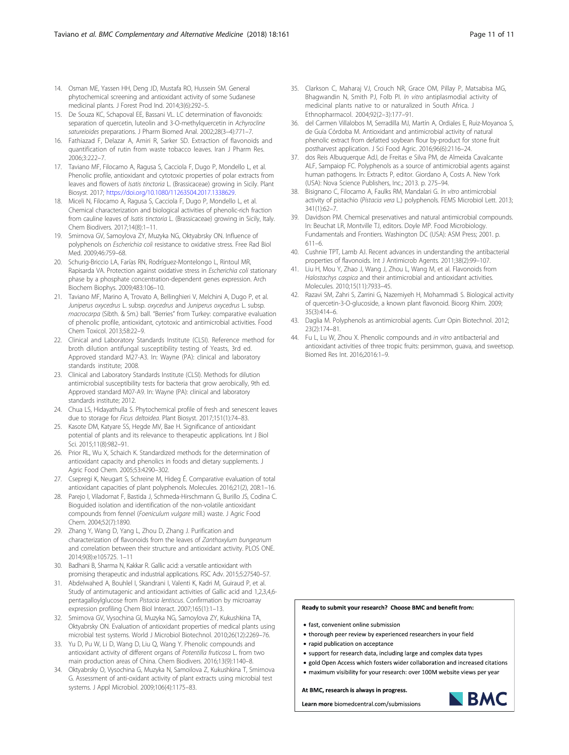14. Osman ME, Yassen HH, Deng JD, Mustafa RO, Hussein SM. General phytochemical screening and antioxidant activity of some Sudanese medicinal plants. J Forest Prod Ind. 2014;3(6):292–5.
15. De Souza KC, Schapoval EE, Bassani VL. LC determination of flavonoids: separation of quercetin, luteolin and 3-O-methylquercetin in *Achyrocline satureioides* preparations. J Pharm Biomed Anal. 2002;28(3–4):771–7.
16. Fathiazad F, Delazar A, Amiri R, Sarker SD. Extraction of flavonoids and quantification of rutin from waste tobacco leaves. Iran J Pharm Res. 2006;3:222–7.
17. Taviano MF, Filocamo A, Ragusa S, Cacciola F, Dugo P, Mondello L, et al. Phenolic profile, antioxidant and cytotoxic properties of polar extracts from leaves and flowers of *Isatis tinctoria* L. (Brassicaceae) growing in Sicily. Plant Biosyst. 2017; https://doi.org/10.1080/11263504.2017.1338629.
18. Miceli N, Filocamo A, Ragusa S, Cacciola F, Dugo P, Mondello L, et al. Chemical characterization and biological activities of phenolic-rich fraction from cauline leaves of *Isatis tinctoria* L. (Brassicaceae) growing in Sicily, Italy. Chem Biodivers. 2017;14(8):1–11.
19. Smirnova GV, Samoylova ZY, Muzyka NG, Oktyabrsky ON. Influence of polyphenols on *Escherichia coli* resistance to oxidative stress. Free Rad Biol Med. 2009;46:759–68.
20. Schurig-Briccio LA, Farías RN, Rodríguez-Montelongo L, Rintoul MR, Rapisarda VA. Protection against oxidative stress in *Escherichia coli* stationary phase by a phosphate concentration-dependent genes expression. Arch Biochem Biophys. 2009;483:106–10.
21. Taviano MF, Marino A, Trovato A, Bellinghieri V, Melchini A, Dugo P, et al. *Juniperus oxycedrus* L. subsp. *oxycedrus* and *Juniperus oxycedrus* L. subsp. *macrocarpa* (Sibth. & Sm.) ball. "Berries" from Turkey: comparative evaluation of phenolic profile, antioxidant, cytotoxic and antimicrobial activities. Food Chem Toxicol. 2013;58:22–9.
22. Clinical and Laboratory Standards Institute (CLSI). Reference method for broth dilution antifungal susceptibility testing of Yeasts, 3rd ed. Approved standard M27-A3. In: Wayne (PA): clinical and laboratory standards institute; 2008.
23. Clinical and Laboratory Standards Institute (CLSI). Methods for dilution antimicrobial susceptibility tests for bacteria that grow aerobically, 9th ed. Approved standard M07-A9. In: Wayne (PA): clinical and laboratory standards institute; 2012.
24. Chua LS, Hidayathulla S. Phytochemical profile of fresh and senescent leaves due to storage for *Ficus deltoidea*. Plant Biosyst. 2017;151(1):74–83.
25. Kasote DM, Katyare SS, Hegde MV, Bae H. Significance of antioxidant potential of plants and its relevance to therapeutic applications. Int J Biol Sci. 2015;11(8):982–91.
26. Prior RL, Wu X, Schaich K. Standardized methods for the determination of antioxidant capacity and phenolics in foods and dietary supplements. J Agric Food Chem. 2005;53:4290–302.
27. Csepregi K, Neugart S, Schreine M, Hideg É. Comparative evaluation of total antioxidant capacities of plant polyphenols. Molecules. 2016;21(2), 208:1–16.
28. Parejo I, Viladomat F, Bastida J, Schmeda-Hirschmann G, Burillo JS, Codina C. Bioguided isolation and identification of the non-volatile antioxidant compounds from fennel (*Foeniculum vulgare* mill.) waste. J Agric Food Chem. 2004;52(7):1890.
29. Zhang Y, Wang D, Yang L, Zhou D, Zhang J. Purification and characterization of flavonoids from the leaves of *Zanthoxylum bungeanum* and correlation between their structure and antioxidant activity. PLOS ONE. 2014;9(8):e105725. 1–11
30. Badhani B, Sharma N, Kakkar R. Gallic acid: a versatile antioxidant with promising therapeutic and industrial applications. RSC Adv. 2015;5:27540–57.
31. Abdelwahed A, Bouhlel I, Skandrani I, Valenti K, Kadri M, Guiraud P, et al. Study of antimutagenic and antioxidant activities of Gallic acid and 1,2,3,4,6-pentagalloylglucose from *Pistacia lentiscus*. Confirmation by microarray expression profiling Chem Biol Interact. 2007;165(1):1–13.
32. Smirnova GV, Vysochina GI, Muzyka NG, Samoylova ZY, Kukushkina TA, Oktyabrsky ON. Evaluation of antioxidant properties of medical plants using microbial test systems. World J Microbiol Biotechnol. 2010;26(12):2269–76.
33. Yu D, Pu W, Li D, Wang D, Liu Q, Wang Y. Phenolic compounds and antioxidant activity of different organs of *Potentilla fruticosa* L. from two main production areas of China. Chem Biodivers. 2016;13(9):1140–8.
34. Oktyabrsky O, Vysochina G, Muzyka N, Samoilova Z, Kukushkina T, Smirnova G. Assessment of anti-oxidant activity of plant extracts using microbial test systems. J Appl Microbiol. 2009;106(4):1175–83.
35. Clarkson C, Maharaj VJ, Crouch NR, Grace OM, Pillay P, Matsabisa MG, Bhagwandin N, Smith PJ, Folb PI. *In vitro* antiplasmodial activity of medicinal plants native to or naturalized in South Africa. J Ethnopharmacol. 2004;92(2–3):177–91.
36. del Carmen Villalobos M, Serradilla MJ, Martín A, Ordiales E, Ruiz-Moyanoa S, de Guía Córdoba M. Antioxidant and antimicrobial activity of natural phenolic extract from defatted soybean flour by-product for stone fruit postharvest application. J Sci Food Agric. 2016;96(6):2116–24.
37. dos Reis Albuquerque AdJ, de Freitas e Silva PM, de Almeida Cavalcante ALF, Sampaiop FC. Polyphenols as a source of antimicrobial agents against human pathogens. In: Extracts P, editor. Giordano A, Costs A. New York (USA): Nova Science Publishers, Inc.; 2013. p. 275–94.
38. Bisignano C, Filocamo A, Faulks RM, Mandalari G. *In vitro* antimicrobial activity of pistachio (*Pistacia vera* L.) polyphenols. FEMS Microbiol Lett. 2013; 341(1):62–7.
39. Davidson PM. Chemical preservatives and natural antimicrobial compounds. In: Beuchat LR, Montville TJ, editors. Doyle MP. Food Microbiology. Fundamentals and Frontiers. Washington DC (USA): ASM Press; 2001. p. 611–6.
40. Cushnie TPT, Lamb AJ. Recent advances in understanding the antibacterial properties of flavonoids. Int J Antimicrob Agents. 2011;38(2):99–107.
41. Liu H, Mou Y, Zhao J, Wang J, Zhou L, Wang M, et al. Flavonoids from *Halostachys caspica* and their antimicrobial and antioxidant activities. Molecules. 2010;15(11):7933–45.
42. Razavi SM, Zahri S, Zarrini G, Nazemiyeh H, Mohammadi S. Biological activity of quercetin-3-O-glucoside, a known plant flavonoid. Bioorg Khim. 2009; 35(3):414–6.
43. Daglia M. Polyphenols as antimicrobial agents. Curr Opin Biotechnol. 2012; 23(2):174–81.
44. Fu L, Lu W, Zhou X. Phenolic compounds and *in vitro* antibacterial and antioxidant activities of three tropic fruits: persimmon, guava, and sweetsop. Biomed Res Int. 2016;2016:1–9.

**Ready to submit your research? Choose BMC and benefit from:**

- fast, convenient online submission
- thorough peer review by experienced researchers in your field
- rapid publication on acceptance
- support for research data, including large and complex data types
- gold Open Access which fosters wider collaboration and increased citations
- maximum visibility for your research: over 100M website views per year

**At BMC, research is always in progress.**

**Learn more** biomedcentral.com/submissions

BMC